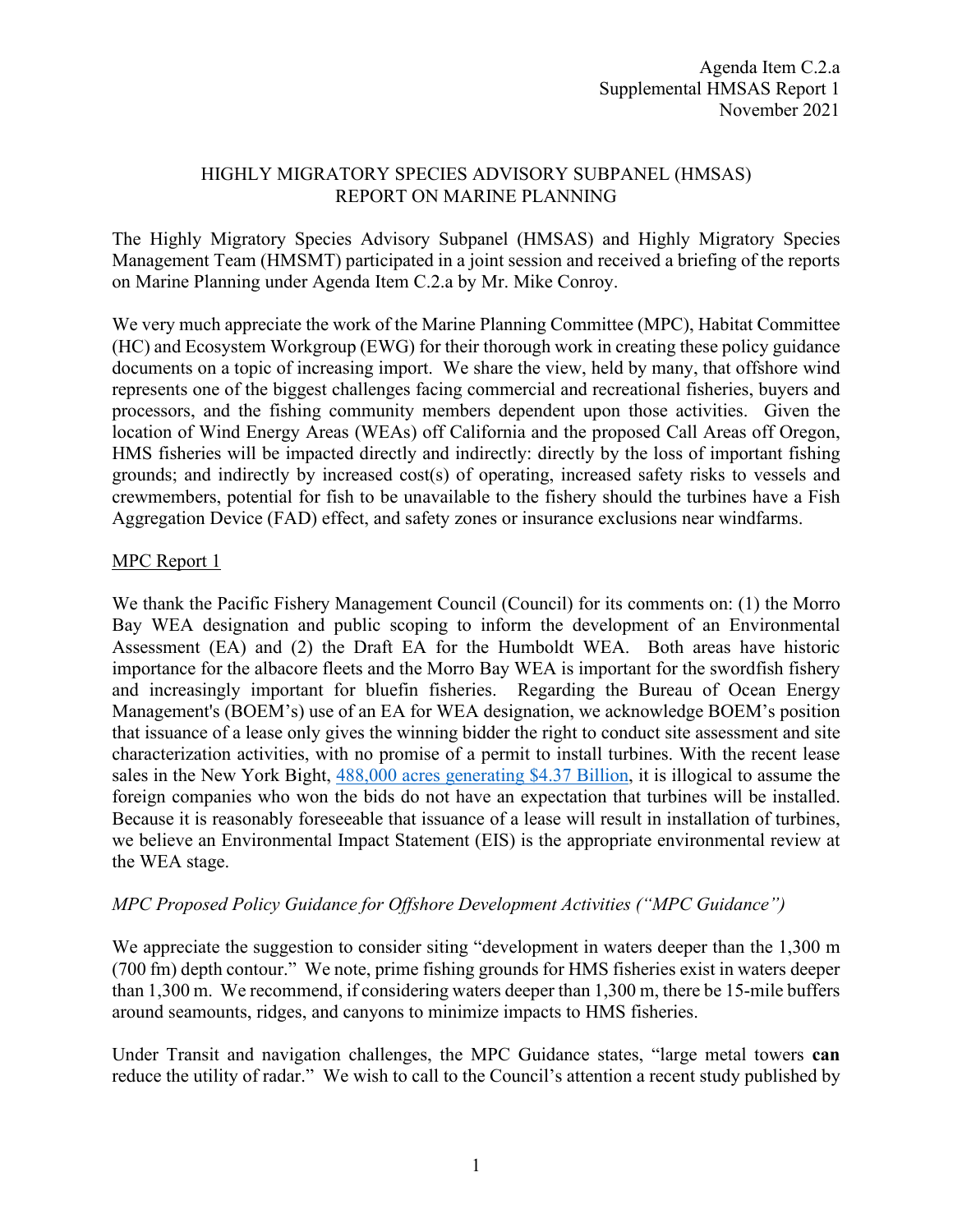Agenda Item C.2.a
Supplemental HMSAS Report 1
November 2021

# HIGHLY MIGRATORY SPECIES ADVISORY SUBPANEL (HMSAS) REPORT ON MARINE PLANNING

The Highly Migratory Species Advisory Subpanel (HMSAS) and Highly Migratory Species Management Team (HMSMT) participated in a joint session and received a briefing of the reports on Marine Planning under Agenda Item C.2.a by Mr. Mike Conroy.

We very much appreciate the work of the Marine Planning Committee (MPC), Habitat Committee (HC) and Ecosystem Workgroup (EWG) for their thorough work in creating these policy guidance documents on a topic of increasing import. We share the view, held by many, that offshore wind represents one of the biggest challenges facing commercial and recreational fisheries, buyers and processors, and the fishing community members dependent upon those activities. Given the location of Wind Energy Areas (WEAs) off California and the proposed Call Areas off Oregon, HMS fisheries will be impacted directly and indirectly: directly by the loss of important fishing grounds; and indirectly by increased cost(s) of operating, increased safety risks to vessels and crewmembers, potential for fish to be unavailable to the fishery should the turbines have a Fish Aggregation Device (FAD) effect, and safety zones or insurance exclusions near windfarms.

## MPC Report 1

We thank the Pacific Fishery Management Council (Council) for its comments on: (1) the Morro Bay WEA designation and public scoping to inform the development of an Environmental Assessment (EA) and (2) the Draft EA for the Humboldt WEA. Both areas have historic importance for the albacore fleets and the Morro Bay WEA is important for the swordfish fishery and increasingly important for bluefin fisheries. Regarding the Bureau of Ocean Energy Management's (BOEM's) use of an EA for WEA designation, we acknowledge BOEM's position that issuance of a lease only gives the winning bidder the right to conduct site assessment and site characterization activities, with no promise of a permit to install turbines. With the recent lease sales in the New York Bight, 488,000 acres generating $4.37 Billion, it is illogical to assume the foreign companies who won the bids do not have an expectation that turbines will be installed. Because it is reasonably foreseeable that issuance of a lease will result in installation of turbines, we believe an Environmental Impact Statement (EIS) is the appropriate environmental review at the WEA stage.

### *MPC Proposed Policy Guidance for Offshore Development Activities ("MPC Guidance")*

We appreciate the suggestion to consider siting "development in waters deeper than the 1,300 m (700 fm) depth contour." We note, prime fishing grounds for HMS fisheries exist in waters deeper than 1,300 m. We recommend, if considering waters deeper than 1,300 m, there be 15-mile buffers around seamounts, ridges, and canyons to minimize impacts to HMS fisheries.

Under Transit and navigation challenges, the MPC Guidance states, "large metal towers **can** reduce the utility of radar." We wish to call to the Council's attention a recent study published by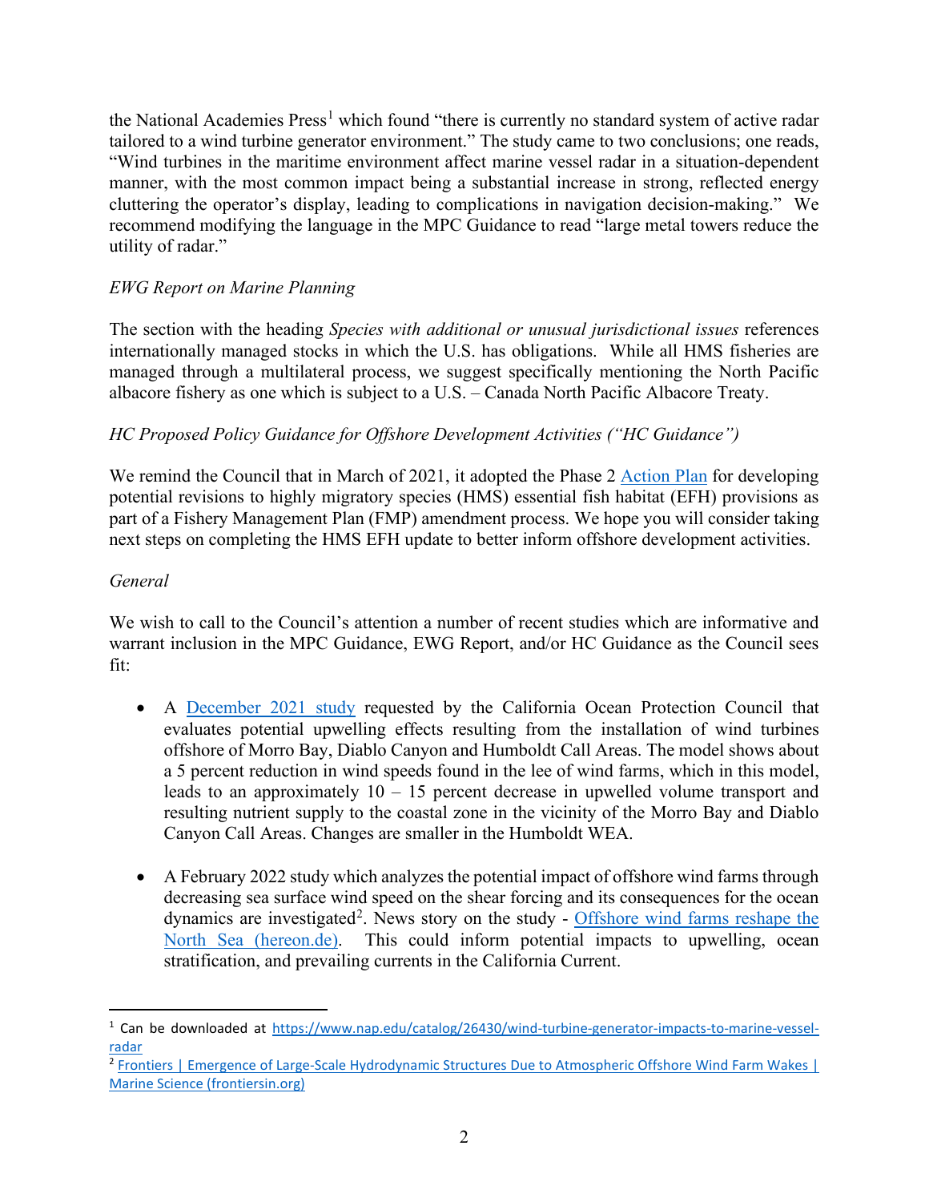the National Academies Press[1] which found "there is currently no standard system of active radar tailored to a wind turbine generator environment." The study came to two conclusions; one reads, "Wind turbines in the maritime environment affect marine vessel radar in a situation-dependent manner, with the most common impact being a substantial increase in strong, reflected energy cluttering the operator's display, leading to complications in navigation decision-making." We recommend modifying the language in the MPC Guidance to read "large metal towers reduce the utility of radar."

*EWG Report on Marine Planning*

The section with the heading *Species with additional or unusual jurisdictional issues* references internationally managed stocks in which the U.S. has obligations. While all HMS fisheries are managed through a multilateral process, we suggest specifically mentioning the North Pacific albacore fishery as one which is subject to a U.S. – Canada North Pacific Albacore Treaty.

*HC Proposed Policy Guidance for Offshore Development Activities ("HC Guidance")*

We remind the Council that in March of 2021, it adopted the Phase 2 Action Plan for developing potential revisions to highly migratory species (HMS) essential fish habitat (EFH) provisions as part of a Fishery Management Plan (FMP) amendment process. We hope you will consider taking next steps on completing the HMS EFH update to better inform offshore development activities.

*General*

We wish to call to the Council's attention a number of recent studies which are informative and warrant inclusion in the MPC Guidance, EWG Report, and/or HC Guidance as the Council sees fit:

- A December 2021 study requested by the California Ocean Protection Council that evaluates potential upwelling effects resulting from the installation of wind turbines offshore of Morro Bay, Diablo Canyon and Humboldt Call Areas. The model shows about a 5 percent reduction in wind speeds found in the lee of wind farms, which in this model, leads to an approximately 10 – 15 percent decrease in upwelled volume transport and resulting nutrient supply to the coastal zone in the vicinity of the Morro Bay and Diablo Canyon Call Areas. Changes are smaller in the Humboldt WEA.

- A February 2022 study which analyzes the potential impact of offshore wind farms through decreasing sea surface wind speed on the shear forcing and its consequences for the ocean dynamics are investigated[2]. News story on the study - Offshore wind farms reshape the North Sea (hereon.de). This could inform potential impacts to upwelling, ocean stratification, and prevailing currents in the California Current.

[1] Can be downloaded at https://www.nap.edu/catalog/26430/wind-turbine-generator-impacts-to-marine-vessel-radar

[2] Frontiers | Emergence of Large-Scale Hydrodynamic Structures Due to Atmospheric Offshore Wind Farm Wakes | Marine Science (frontiersin.org)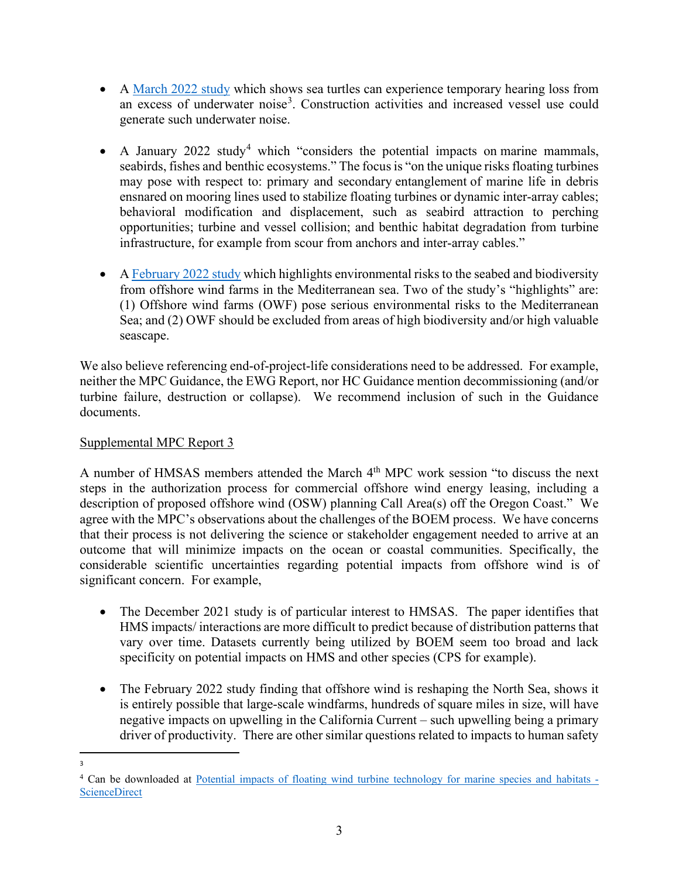- A March 2022 study which shows sea turtles can experience temporary hearing loss from an excess of underwater noise[3]. Construction activities and increased vessel use could generate such underwater noise.

- A January 2022 study[4] which "considers the potential impacts on marine mammals, seabirds, fishes and benthic ecosystems." The focus is "on the unique risks floating turbines may pose with respect to: primary and secondary entanglement of marine life in debris ensnared on mooring lines used to stabilize floating turbines or dynamic inter-array cables; behavioral modification and displacement, such as seabird attraction to perching opportunities; turbine and vessel collision; and benthic habitat degradation from turbine infrastructure, for example from scour from anchors and inter-array cables."

- A February 2022 study which highlights environmental risks to the seabed and biodiversity from offshore wind farms in the Mediterranean sea. Two of the study's "highlights" are: (1) Offshore wind farms (OWF) pose serious environmental risks to the Mediterranean Sea; and (2) OWF should be excluded from areas of high biodiversity and/or high valuable seascape.

We also believe referencing end-of-project-life considerations need to be addressed. For example, neither the MPC Guidance, the EWG Report, nor HC Guidance mention decommissioning (and/or turbine failure, destruction or collapse). We recommend inclusion of such in the Guidance documents.

Supplemental MPC Report 3

A number of HMSAS members attended the March 4th MPC work session "to discuss the next steps in the authorization process for commercial offshore wind energy leasing, including a description of proposed offshore wind (OSW) planning Call Area(s) off the Oregon Coast." We agree with the MPC's observations about the challenges of the BOEM process. We have concerns that their process is not delivering the science or stakeholder engagement needed to arrive at an outcome that will minimize impacts on the ocean or coastal communities. Specifically, the considerable scientific uncertainties regarding potential impacts from offshore wind is of significant concern. For example,

- The December 2021 study is of particular interest to HMSAS. The paper identifies that HMS impacts/ interactions are more difficult to predict because of distribution patterns that vary over time. Datasets currently being utilized by BOEM seem too broad and lack specificity on potential impacts on HMS and other species (CPS for example).

- The February 2022 study finding that offshore wind is reshaping the North Sea, shows it is entirely possible that large-scale windfarms, hundreds of square miles in size, will have negative impacts on upwelling in the California Current – such upwelling being a primary driver of productivity. There are other similar questions related to impacts to human safety

---

[3]

[4] Can be downloaded at Potential impacts of floating wind turbine technology for marine species and habitats - ScienceDirect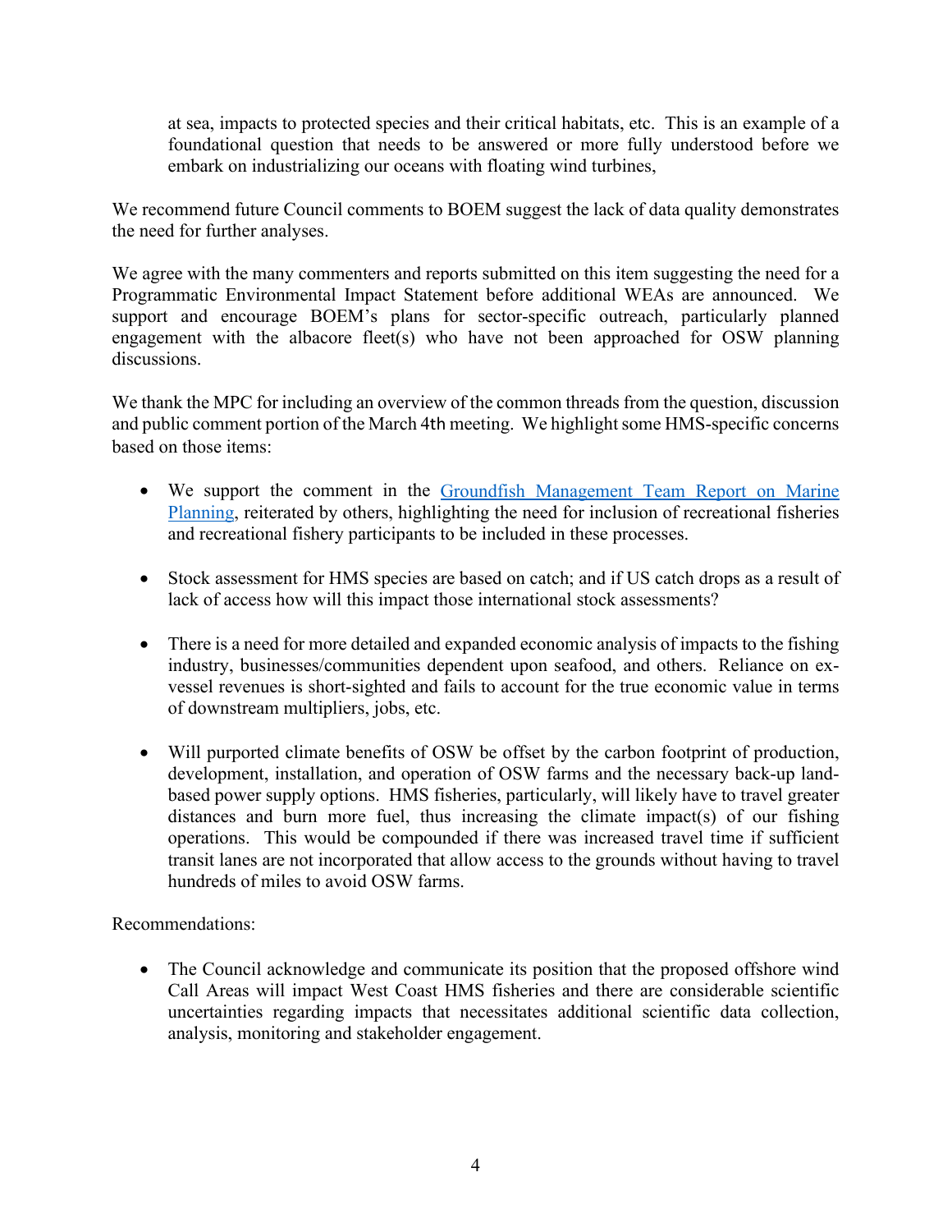at sea, impacts to protected species and their critical habitats, etc. This is an example of a foundational question that needs to be answered or more fully understood before we embark on industrializing our oceans with floating wind turbines,

We recommend future Council comments to BOEM suggest the lack of data quality demonstrates the need for further analyses.

We agree with the many commenters and reports submitted on this item suggesting the need for a Programmatic Environmental Impact Statement before additional WEAs are announced. We support and encourage BOEM's plans for sector-specific outreach, particularly planned engagement with the albacore fleet(s) who have not been approached for OSW planning discussions.

We thank the MPC for including an overview of the common threads from the question, discussion and public comment portion of the March 4th meeting. We highlight some HMS-specific concerns based on those items:

- We support the comment in the [Groundfish Management Team Report on Marine Planning](), reiterated by others, highlighting the need for inclusion of recreational fisheries and recreational fishery participants to be included in these processes.

- Stock assessment for HMS species are based on catch; and if US catch drops as a result of lack of access how will this impact those international stock assessments?

- There is a need for more detailed and expanded economic analysis of impacts to the fishing industry, businesses/communities dependent upon seafood, and others. Reliance on ex-vessel revenues is short-sighted and fails to account for the true economic value in terms of downstream multipliers, jobs, etc.

- Will purported climate benefits of OSW be offset by the carbon footprint of production, development, installation, and operation of OSW farms and the necessary back-up land-based power supply options. HMS fisheries, particularly, will likely have to travel greater distances and burn more fuel, thus increasing the climate impact(s) of our fishing operations. This would be compounded if there was increased travel time if sufficient transit lanes are not incorporated that allow access to the grounds without having to travel hundreds of miles to avoid OSW farms.

Recommendations:

- The Council acknowledge and communicate its position that the proposed offshore wind Call Areas will impact West Coast HMS fisheries and there are considerable scientific uncertainties regarding impacts that necessitates additional scientific data collection, analysis, monitoring and stakeholder engagement.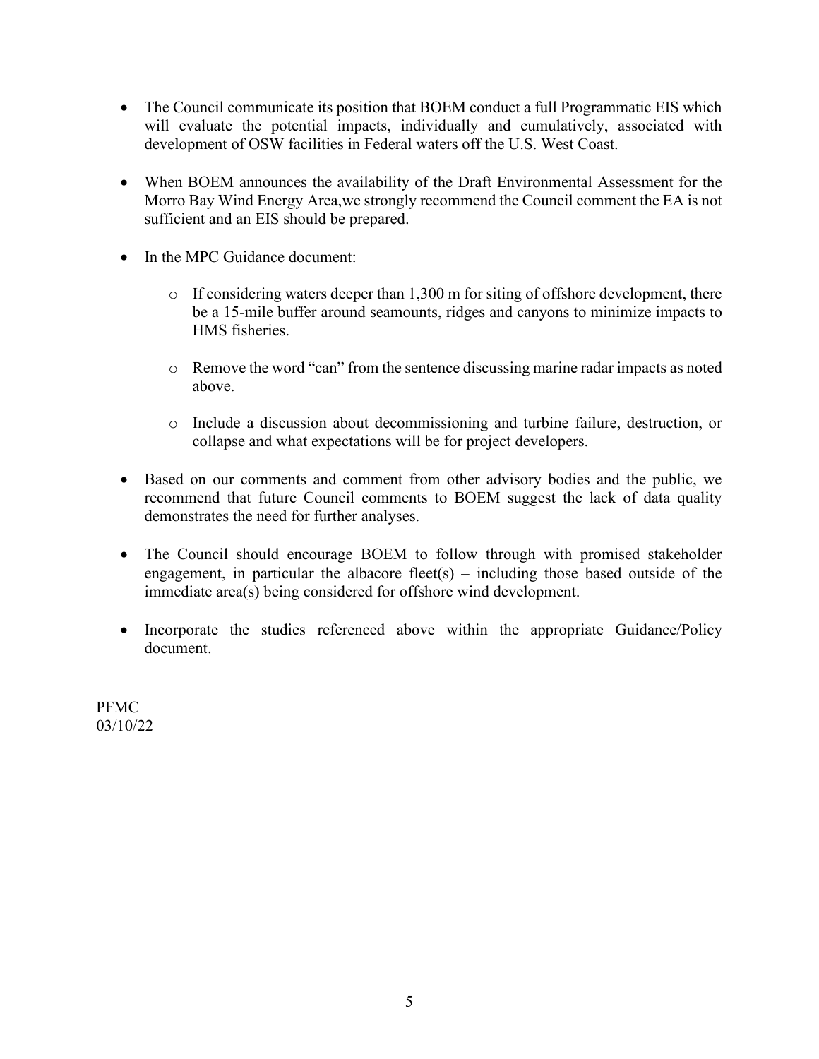- The Council communicate its position that BOEM conduct a full Programmatic EIS which will evaluate the potential impacts, individually and cumulatively, associated with development of OSW facilities in Federal waters off the U.S. West Coast.

- When BOEM announces the availability of the Draft Environmental Assessment for the Morro Bay Wind Energy Area,we strongly recommend the Council comment the EA is not sufficient and an EIS should be prepared.

- In the MPC Guidance document:

  - If considering waters deeper than 1,300 m for siting of offshore development, there be a 15-mile buffer around seamounts, ridges and canyons to minimize impacts to HMS fisheries.

  - Remove the word "can" from the sentence discussing marine radar impacts as noted above.

  - Include a discussion about decommissioning and turbine failure, destruction, or collapse and what expectations will be for project developers.

- Based on our comments and comment from other advisory bodies and the public, we recommend that future Council comments to BOEM suggest the lack of data quality demonstrates the need for further analyses.

- The Council should encourage BOEM to follow through with promised stakeholder engagement, in particular the albacore fleet(s) – including those based outside of the immediate area(s) being considered for offshore wind development.

- Incorporate the studies referenced above within the appropriate Guidance/Policy document.

PFMC
03/10/22